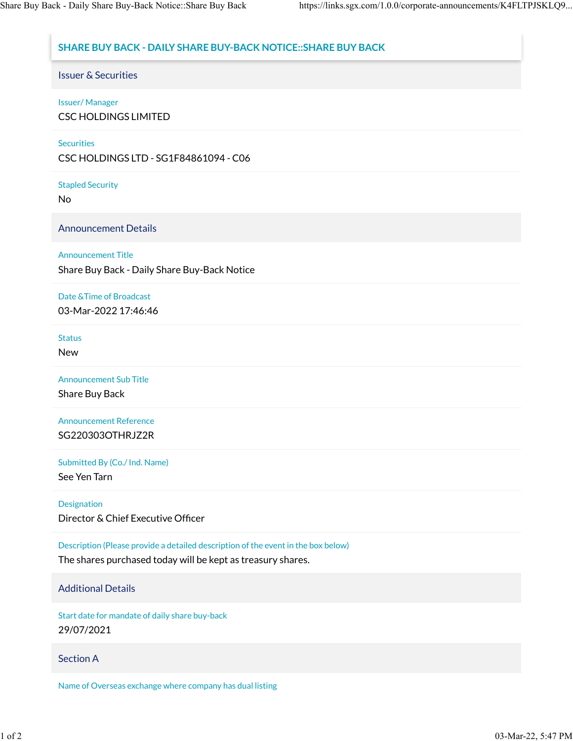# SHARE BUY BACK - DAILY SHARE BUY-BACK NOTICE::SHARE BUY BACK

## Issuer & Securities

**Issuer/ Manager**

CSC HOLDINGS LIMITED

**Securities**

CSC HOLDINGS LTD - SG1F84861094 - C06

**Stapled Security**

No

## Announcement Details

**Announcement Title**

Share Buy Back - Daily Share Buy-Back Notice

**Date &Time of Broadcast**

03-Mar-2022 17:46:46

**Status**

New

**Announcement Sub Title**

Share Buy Back

**Announcement Reference**

SG220303OTHRJZ2R

**Submitted By (Co./ Ind. Name)**

See Yen Tarn

**Designation**

Director & Chief Executive Officer

**Description (Please provide a detailed description of the event in the box below)**

The shares purchased today will be kept as treasury shares.

## Additional Details

**Start date for mandate of daily share buy-back**

29/07/2021

## Section A

**Name of Overseas exchange where company has dual listing**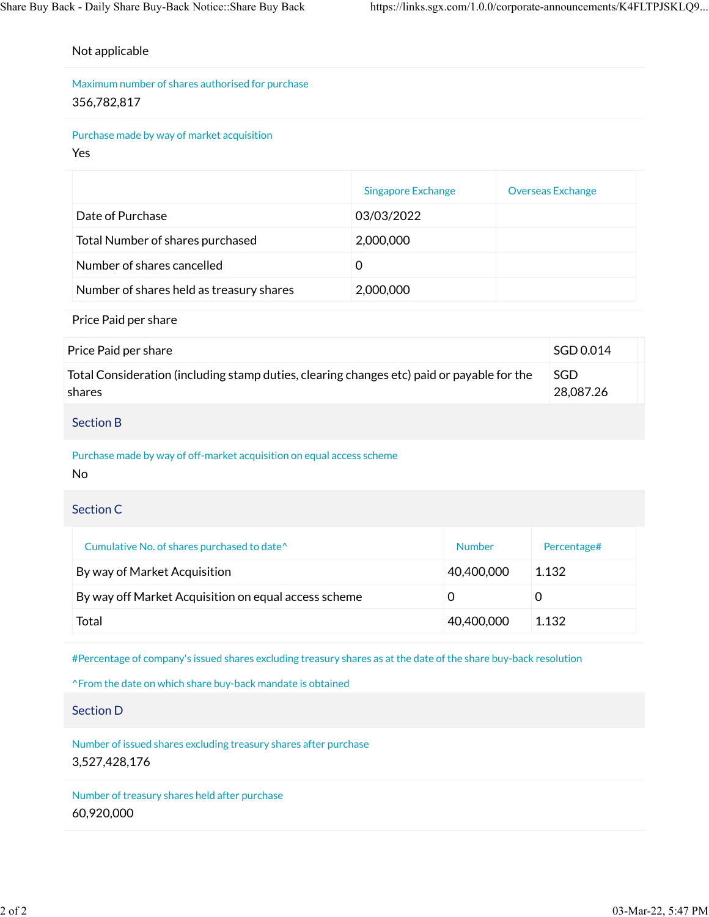Not applicable

Maximum number of shares authorised for purchase

356,782,817

Purchase made by way of market acquisition

Yes

| | Singapore Exchange | Overseas Exchange |
|---|---|---|
| Date of Purchase | 03/03/2022 | |
| Total Number of shares purchased | 2,000,000 | |
| Number of shares cancelled | 0 | |
| Number of shares held as treasury shares | 2,000,000 | |

Price Paid per share

| | |
|---|---|
| Price Paid per share | SGD 0.014 |
| Total Consideration (including stamp duties, clearing changes etc) paid or payable for the shares | SGD 28,087.26 |

## Section B

Purchase made by way of off-market acquisition on equal access scheme

No

## Section C

| Cumulative No. of shares purchased to date^ | Number | Percentage# |
|---|---|---|
| By way of Market Acquisition | 40,400,000 | 1.132 |
| By way off Market Acquisition on equal access scheme | 0 | 0 |
| Total | 40,400,000 | 1.132 |

#Percentage of company's issued shares excluding treasury shares as at the date of the share buy-back resolution

^From the date on which share buy-back mandate is obtained

## Section D

Number of issued shares excluding treasury shares after purchase

3,527,428,176

Number of treasury shares held after purchase

60,920,000